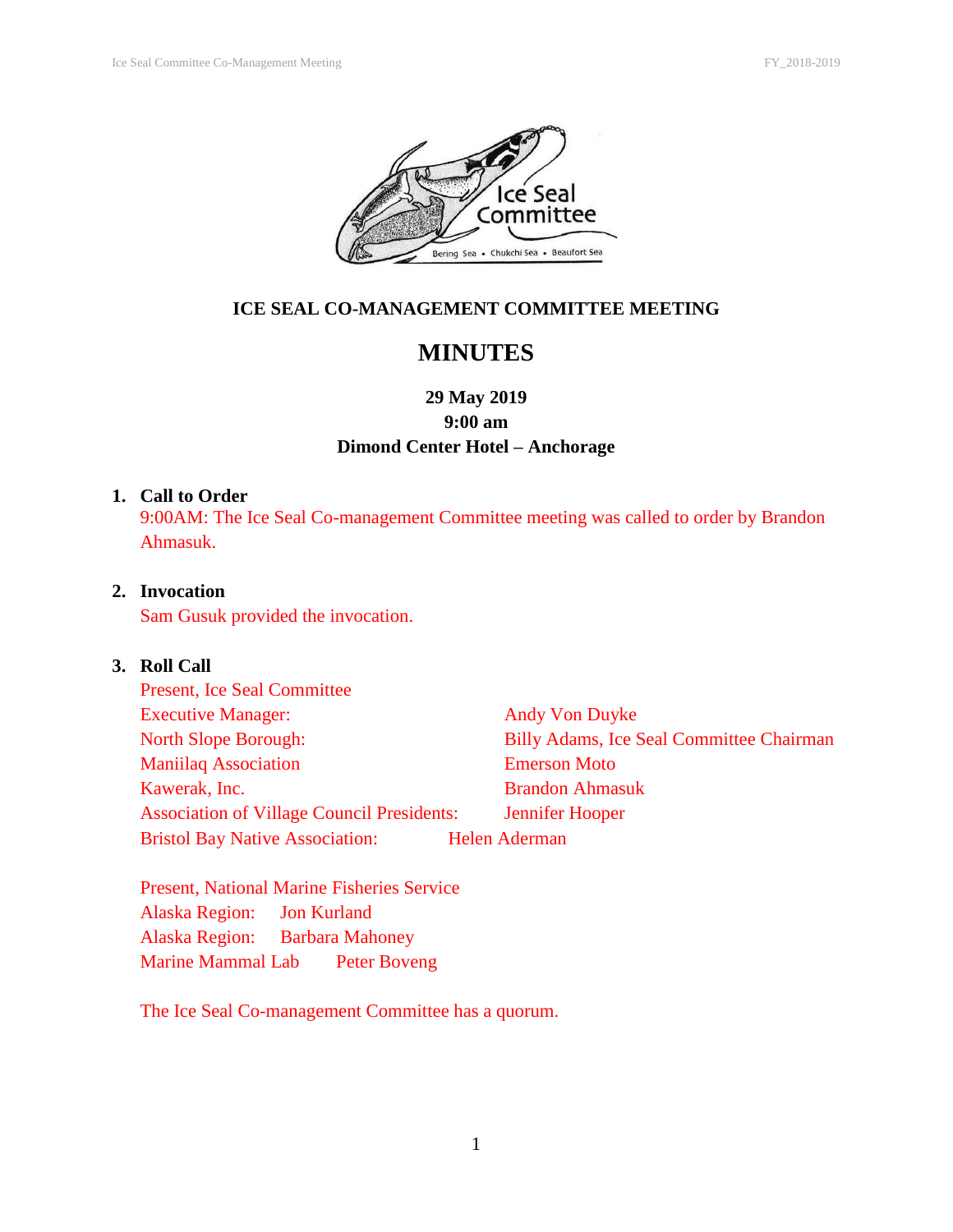# ICE SEAL CO-MANAGEMENT COMMITTEE MEETING

## MINUTES

**29 May 2019**
**9:00 am**
**Dimond Center Hotel – Anchorage**

1. **Call to Order**
   9:00AM: The Ice Seal Co-management Committee meeting was called to order by Brandon Ahmasuk.

2. **Invocation**
   Sam Gusuk provided the invocation.

3. **Roll Call**
   Present, Ice Seal Committee

   | | |
   |---|---|
   | Executive Manager: | Andy Von Duyke |
   | North Slope Borough: | Billy Adams, Ice Seal Committee Chairman |
   | Maniilaq Association | Emerson Moto |
   | Kawerak, Inc. | Brandon Ahmasuk |
   | Association of Village Council Presidents: | Jennifer Hooper |
   | Bristol Bay Native Association: | Helen Aderman |

   Present, National Marine Fisheries Service

   | | |
   |---|---|
   | Alaska Region: | Jon Kurland |
   | Alaska Region: | Barbara Mahoney |
   | Marine Mammal Lab | Peter Boveng |

   The Ice Seal Co-management Committee has a quorum.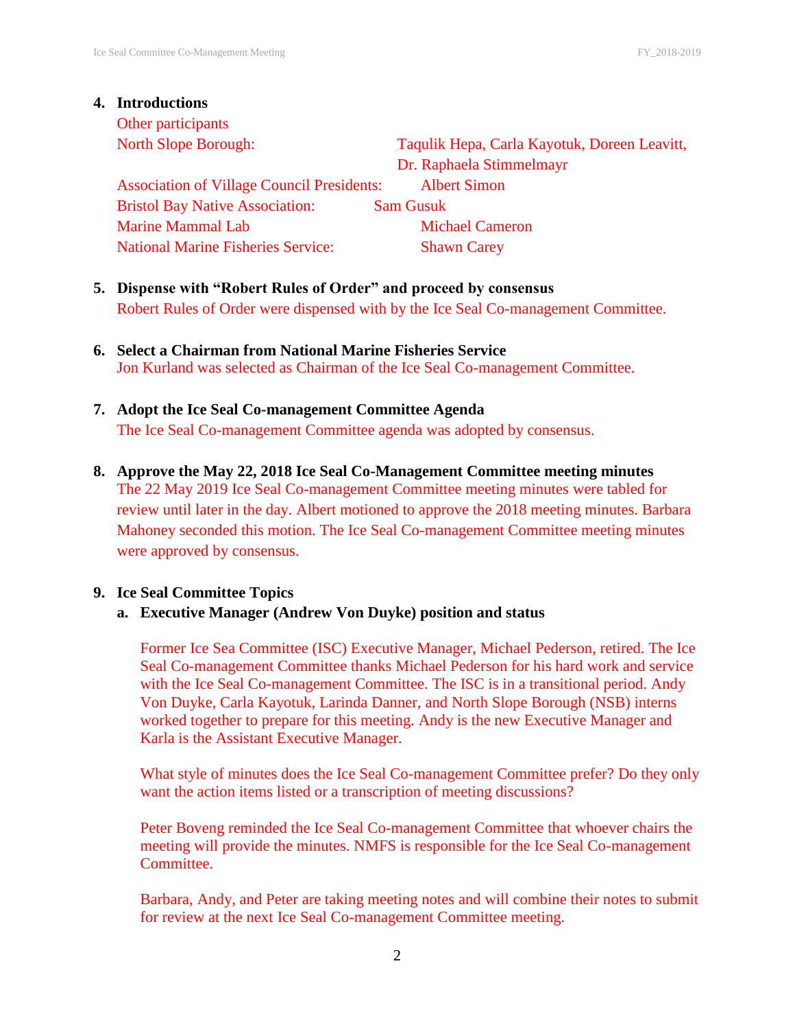4. **Introductions**

   Other participants

   | | |
   |---|---|
   | North Slope Borough: | Taqulik Hepa, Carla Kayotuk, Doreen Leavitt, Dr. Raphaela Stimmelmayr |
   | Association of Village Council Presidents: | Albert Simon |
   | Bristol Bay Native Association: | Sam Gusuk |
   | Marine Mammal Lab | Michael Cameron |
   | National Marine Fisheries Service: | Shawn Carey |

5. **Dispense with "Robert Rules of Order" and proceed by consensus**

   Robert Rules of Order were dispensed with by the Ice Seal Co-management Committee.

6. **Select a Chairman from National Marine Fisheries Service**

   Jon Kurland was selected as Chairman of the Ice Seal Co-management Committee.

7. **Adopt the Ice Seal Co-management Committee Agenda**

   The Ice Seal Co-management Committee agenda was adopted by consensus.

8. **Approve the May 22, 2018 Ice Seal Co-Management Committee meeting minutes**

   The 22 May 2019 Ice Seal Co-management Committee meeting minutes were tabled for review until later in the day. Albert motioned to approve the 2018 meeting minutes. Barbara Mahoney seconded this motion. The Ice Seal Co-management Committee meeting minutes were approved by consensus.

9. **Ice Seal Committee Topics**

   a. **Executive Manager (Andrew Von Duyke) position and status**

      Former Ice Sea Committee (ISC) Executive Manager, Michael Pederson, retired. The Ice Seal Co-management Committee thanks Michael Pederson for his hard work and service with the Ice Seal Co-management Committee. The ISC is in a transitional period. Andy Von Duyke, Carla Kayotuk, Larinda Danner, and North Slope Borough (NSB) interns worked together to prepare for this meeting. Andy is the new Executive Manager and Karla is the Assistant Executive Manager.

      What style of minutes does the Ice Seal Co-management Committee prefer? Do they only want the action items listed or a transcription of meeting discussions?

      Peter Boveng reminded the Ice Seal Co-management Committee that whoever chairs the meeting will provide the minutes. NMFS is responsible for the Ice Seal Co-management Committee.

      Barbara, Andy, and Peter are taking meeting notes and will combine their notes to submit for review at the next Ice Seal Co-management Committee meeting.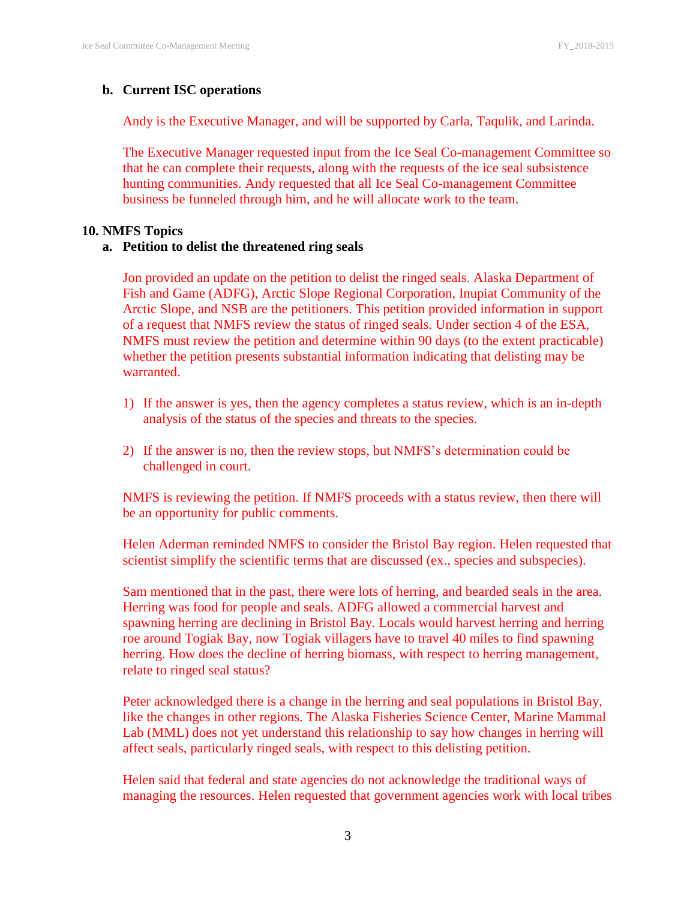**b. Current ISC operations**

Andy is the Executive Manager, and will be supported by Carla, Taqulik, and Larinda.

The Executive Manager requested input from the Ice Seal Co-management Committee so that he can complete their requests, along with the requests of the ice seal subsistence hunting communities. Andy requested that all Ice Seal Co-management Committee business be funneled through him, and he will allocate work to the team.

**10. NMFS Topics**

**a. Petition to delist the threatened ring seals**

Jon provided an update on the petition to delist the ringed seals. Alaska Department of Fish and Game (ADFG), Arctic Slope Regional Corporation, Inupiat Community of the Arctic Slope, and NSB are the petitioners. This petition provided information in support of a request that NMFS review the status of ringed seals. Under section 4 of the ESA, NMFS must review the petition and determine within 90 days (to the extent practicable) whether the petition presents substantial information indicating that delisting may be warranted.

1) If the answer is yes, then the agency completes a status review, which is an in-depth analysis of the status of the species and threats to the species.

2) If the answer is no, then the review stops, but NMFS's determination could be challenged in court.

NMFS is reviewing the petition. If NMFS proceeds with a status review, then there will be an opportunity for public comments.

Helen Aderman reminded NMFS to consider the Bristol Bay region. Helen requested that scientist simplify the scientific terms that are discussed (ex., species and subspecies).

Sam mentioned that in the past, there were lots of herring, and bearded seals in the area. Herring was food for people and seals. ADFG allowed a commercial harvest and spawning herring are declining in Bristol Bay. Locals would harvest herring and herring roe around Togiak Bay, now Togiak villagers have to travel 40 miles to find spawning herring. How does the decline of herring biomass, with respect to herring management, relate to ringed seal status?

Peter acknowledged there is a change in the herring and seal populations in Bristol Bay, like the changes in other regions. The Alaska Fisheries Science Center, Marine Mammal Lab (MML) does not yet understand this relationship to say how changes in herring will affect seals, particularly ringed seals, with respect to this delisting petition.

Helen said that federal and state agencies do not acknowledge the traditional ways of managing the resources. Helen requested that government agencies work with local tribes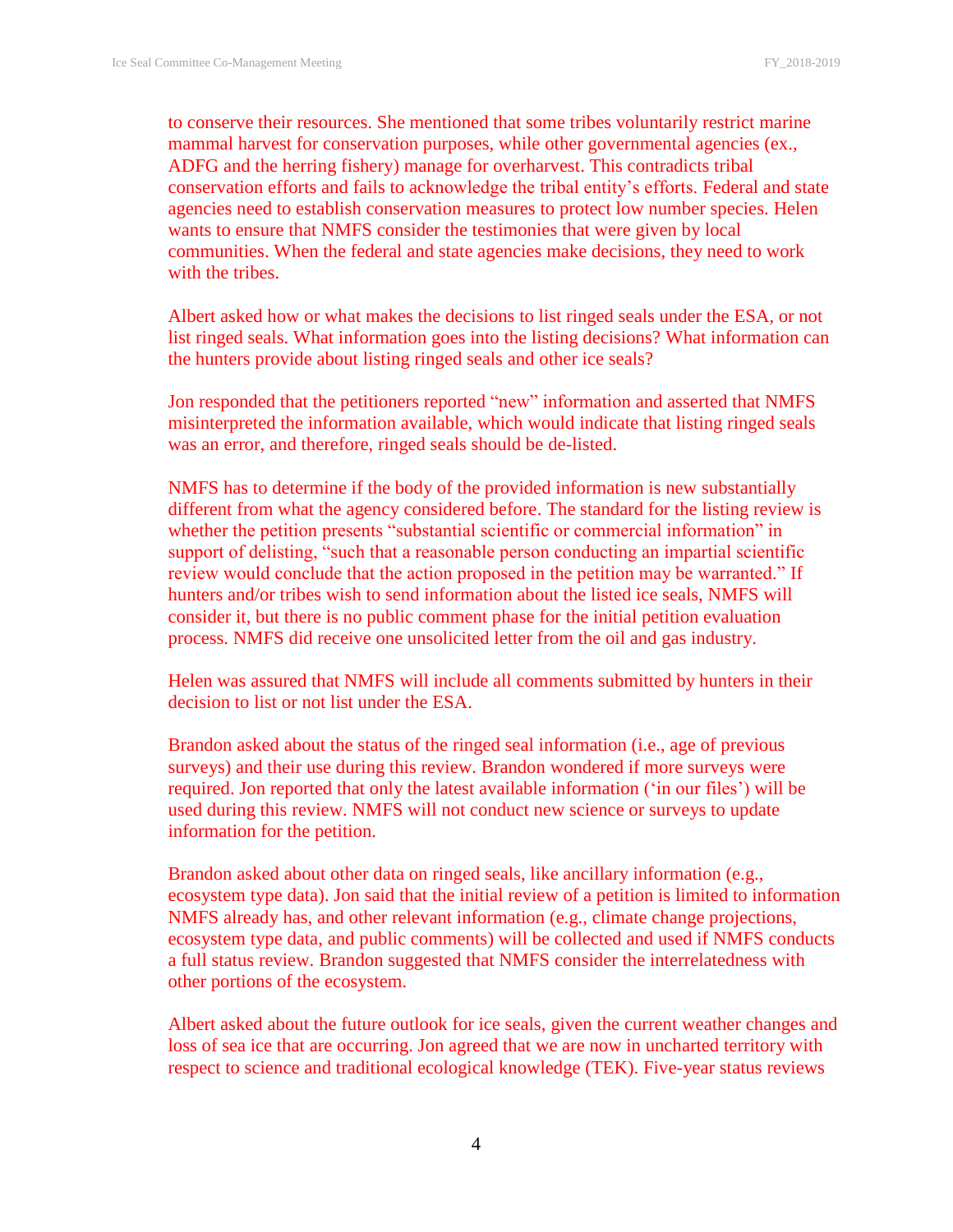to conserve their resources. She mentioned that some tribes voluntarily restrict marine mammal harvest for conservation purposes, while other governmental agencies (ex., ADFG and the herring fishery) manage for overharvest. This contradicts tribal conservation efforts and fails to acknowledge the tribal entity's efforts. Federal and state agencies need to establish conservation measures to protect low number species. Helen wants to ensure that NMFS consider the testimonies that were given by local communities. When the federal and state agencies make decisions, they need to work with the tribes.

Albert asked how or what makes the decisions to list ringed seals under the ESA, or not list ringed seals. What information goes into the listing decisions? What information can the hunters provide about listing ringed seals and other ice seals?

Jon responded that the petitioners reported "new" information and asserted that NMFS misinterpreted the information available, which would indicate that listing ringed seals was an error, and therefore, ringed seals should be de-listed.

NMFS has to determine if the body of the provided information is new substantially different from what the agency considered before. The standard for the listing review is whether the petition presents "substantial scientific or commercial information" in support of delisting, "such that a reasonable person conducting an impartial scientific review would conclude that the action proposed in the petition may be warranted." If hunters and/or tribes wish to send information about the listed ice seals, NMFS will consider it, but there is no public comment phase for the initial petition evaluation process. NMFS did receive one unsolicited letter from the oil and gas industry.

Helen was assured that NMFS will include all comments submitted by hunters in their decision to list or not list under the ESA.

Brandon asked about the status of the ringed seal information (i.e., age of previous surveys) and their use during this review. Brandon wondered if more surveys were required. Jon reported that only the latest available information ('in our files') will be used during this review. NMFS will not conduct new science or surveys to update information for the petition.

Brandon asked about other data on ringed seals, like ancillary information (e.g., ecosystem type data). Jon said that the initial review of a petition is limited to information NMFS already has, and other relevant information (e.g., climate change projections, ecosystem type data, and public comments) will be collected and used if NMFS conducts a full status review. Brandon suggested that NMFS consider the interrelatedness with other portions of the ecosystem.

Albert asked about the future outlook for ice seals, given the current weather changes and loss of sea ice that are occurring. Jon agreed that we are now in uncharted territory with respect to science and traditional ecological knowledge (TEK). Five-year status reviews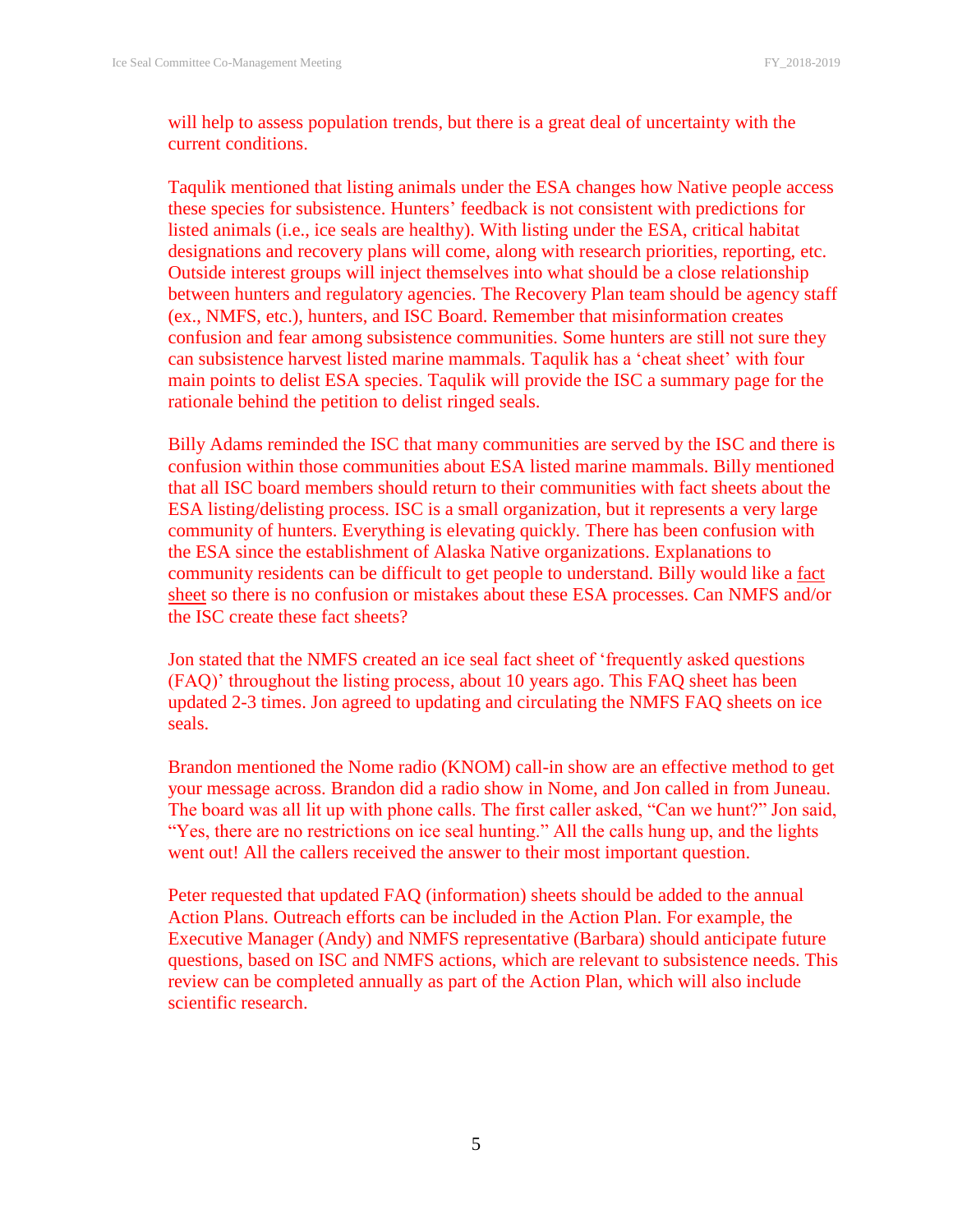will help to assess population trends, but there is a great deal of uncertainty with the current conditions.

Taqulik mentioned that listing animals under the ESA changes how Native people access these species for subsistence. Hunters' feedback is not consistent with predictions for listed animals (i.e., ice seals are healthy). With listing under the ESA, critical habitat designations and recovery plans will come, along with research priorities, reporting, etc. Outside interest groups will inject themselves into what should be a close relationship between hunters and regulatory agencies. The Recovery Plan team should be agency staff (ex., NMFS, etc.), hunters, and ISC Board. Remember that misinformation creates confusion and fear among subsistence communities. Some hunters are still not sure they can subsistence harvest listed marine mammals. Taqulik has a 'cheat sheet' with four main points to delist ESA species. Taqulik will provide the ISC a summary page for the rationale behind the petition to delist ringed seals.

Billy Adams reminded the ISC that many communities are served by the ISC and there is confusion within those communities about ESA listed marine mammals. Billy mentioned that all ISC board members should return to their communities with fact sheets about the ESA listing/delisting process. ISC is a small organization, but it represents a very large community of hunters. Everything is elevating quickly. There has been confusion with the ESA since the establishment of Alaska Native organizations. Explanations to community residents can be difficult to get people to understand. Billy would like a fact sheet so there is no confusion or mistakes about these ESA processes. Can NMFS and/or the ISC create these fact sheets?

Jon stated that the NMFS created an ice seal fact sheet of 'frequently asked questions (FAQ)' throughout the listing process, about 10 years ago. This FAQ sheet has been updated 2-3 times. Jon agreed to updating and circulating the NMFS FAQ sheets on ice seals.

Brandon mentioned the Nome radio (KNOM) call-in show are an effective method to get your message across. Brandon did a radio show in Nome, and Jon called in from Juneau. The board was all lit up with phone calls. The first caller asked, "Can we hunt?" Jon said, "Yes, there are no restrictions on ice seal hunting." All the calls hung up, and the lights went out! All the callers received the answer to their most important question.

Peter requested that updated FAQ (information) sheets should be added to the annual Action Plans. Outreach efforts can be included in the Action Plan. For example, the Executive Manager (Andy) and NMFS representative (Barbara) should anticipate future questions, based on ISC and NMFS actions, which are relevant to subsistence needs. This review can be completed annually as part of the Action Plan, which will also include scientific research.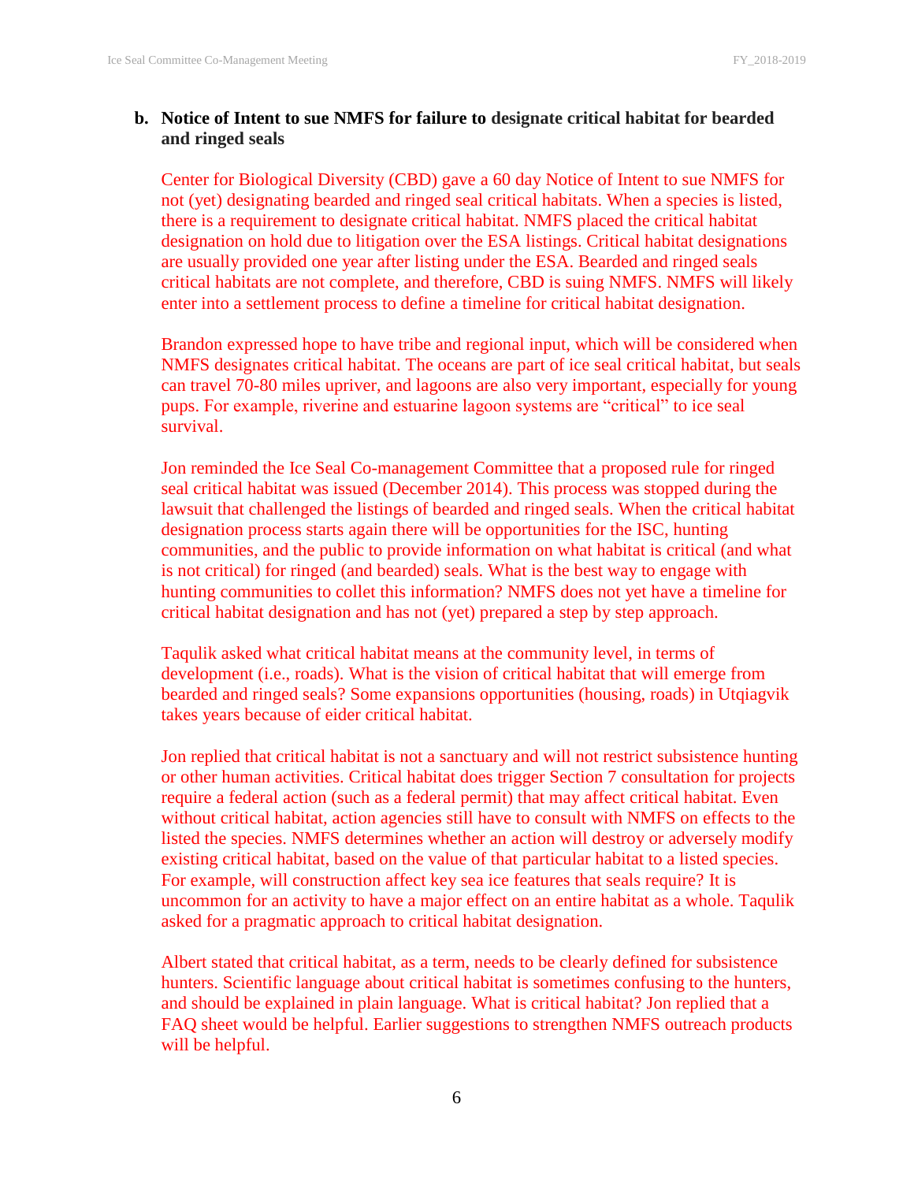**b. Notice of Intent to sue NMFS for failure to designate critical habitat for bearded and ringed seals**

Center for Biological Diversity (CBD) gave a 60 day Notice of Intent to sue NMFS for not (yet) designating bearded and ringed seal critical habitats. When a species is listed, there is a requirement to designate critical habitat. NMFS placed the critical habitat designation on hold due to litigation over the ESA listings. Critical habitat designations are usually provided one year after listing under the ESA. Bearded and ringed seals critical habitats are not complete, and therefore, CBD is suing NMFS. NMFS will likely enter into a settlement process to define a timeline for critical habitat designation.

Brandon expressed hope to have tribe and regional input, which will be considered when NMFS designates critical habitat. The oceans are part of ice seal critical habitat, but seals can travel 70-80 miles upriver, and lagoons are also very important, especially for young pups. For example, riverine and estuarine lagoon systems are "critical" to ice seal survival.

Jon reminded the Ice Seal Co-management Committee that a proposed rule for ringed seal critical habitat was issued (December 2014). This process was stopped during the lawsuit that challenged the listings of bearded and ringed seals. When the critical habitat designation process starts again there will be opportunities for the ISC, hunting communities, and the public to provide information on what habitat is critical (and what is not critical) for ringed (and bearded) seals. What is the best way to engage with hunting communities to collet this information? NMFS does not yet have a timeline for critical habitat designation and has not (yet) prepared a step by step approach.

Taqulik asked what critical habitat means at the community level, in terms of development (i.e., roads). What is the vision of critical habitat that will emerge from bearded and ringed seals? Some expansions opportunities (housing, roads) in Utqiagvik takes years because of eider critical habitat.

Jon replied that critical habitat is not a sanctuary and will not restrict subsistence hunting or other human activities. Critical habitat does trigger Section 7 consultation for projects require a federal action (such as a federal permit) that may affect critical habitat. Even without critical habitat, action agencies still have to consult with NMFS on effects to the listed the species. NMFS determines whether an action will destroy or adversely modify existing critical habitat, based on the value of that particular habitat to a listed species. For example, will construction affect key sea ice features that seals require? It is uncommon for an activity to have a major effect on an entire habitat as a whole. Taqulik asked for a pragmatic approach to critical habitat designation.

Albert stated that critical habitat, as a term, needs to be clearly defined for subsistence hunters. Scientific language about critical habitat is sometimes confusing to the hunters, and should be explained in plain language. What is critical habitat? Jon replied that a FAQ sheet would be helpful. Earlier suggestions to strengthen NMFS outreach products will be helpful.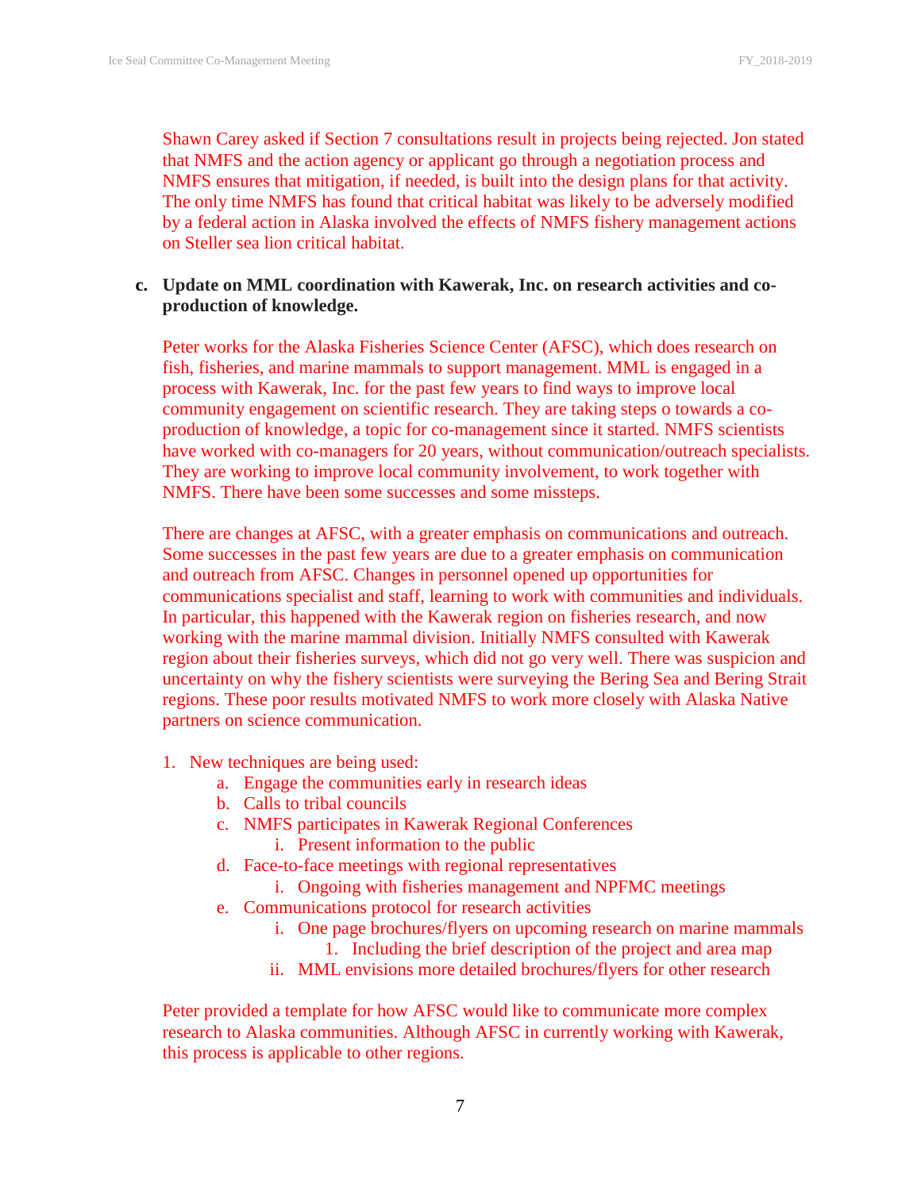Shawn Carey asked if Section 7 consultations result in projects being rejected. Jon stated that NMFS and the action agency or applicant go through a negotiation process and NMFS ensures that mitigation, if needed, is built into the design plans for that activity. The only time NMFS has found that critical habitat was likely to be adversely modified by a federal action in Alaska involved the effects of NMFS fishery management actions on Steller sea lion critical habitat.

**c. Update on MML coordination with Kawerak, Inc. on research activities and co-production of knowledge.**

Peter works for the Alaska Fisheries Science Center (AFSC), which does research on fish, fisheries, and marine mammals to support management. MML is engaged in a process with Kawerak, Inc. for the past few years to find ways to improve local community engagement on scientific research. They are taking steps o towards a co-production of knowledge, a topic for co-management since it started. NMFS scientists have worked with co-managers for 20 years, without communication/outreach specialists. They are working to improve local community involvement, to work together with NMFS. There have been some successes and some missteps.

There are changes at AFSC, with a greater emphasis on communications and outreach. Some successes in the past few years are due to a greater emphasis on communication and outreach from AFSC. Changes in personnel opened up opportunities for communications specialist and staff, learning to work with communities and individuals. In particular, this happened with the Kawerak region on fisheries research, and now working with the marine mammal division. Initially NMFS consulted with Kawerak region about their fisheries surveys, which did not go very well. There was suspicion and uncertainty on why the fishery scientists were surveying the Bering Sea and Bering Strait regions. These poor results motivated NMFS to work more closely with Alaska Native partners on science communication.

1. New techniques are being used:
   a. Engage the communities early in research ideas
   b. Calls to tribal councils
   c. NMFS participates in Kawerak Regional Conferences
      i. Present information to the public
   d. Face-to-face meetings with regional representatives
      i. Ongoing with fisheries management and NPFMC meetings
   e. Communications protocol for research activities
      i. One page brochures/flyers on upcoming research on marine mammals
         1. Including the brief description of the project and area map
      ii. MML envisions more detailed brochures/flyers for other research

Peter provided a template for how AFSC would like to communicate more complex research to Alaska communities. Although AFSC in currently working with Kawerak, this process is applicable to other regions.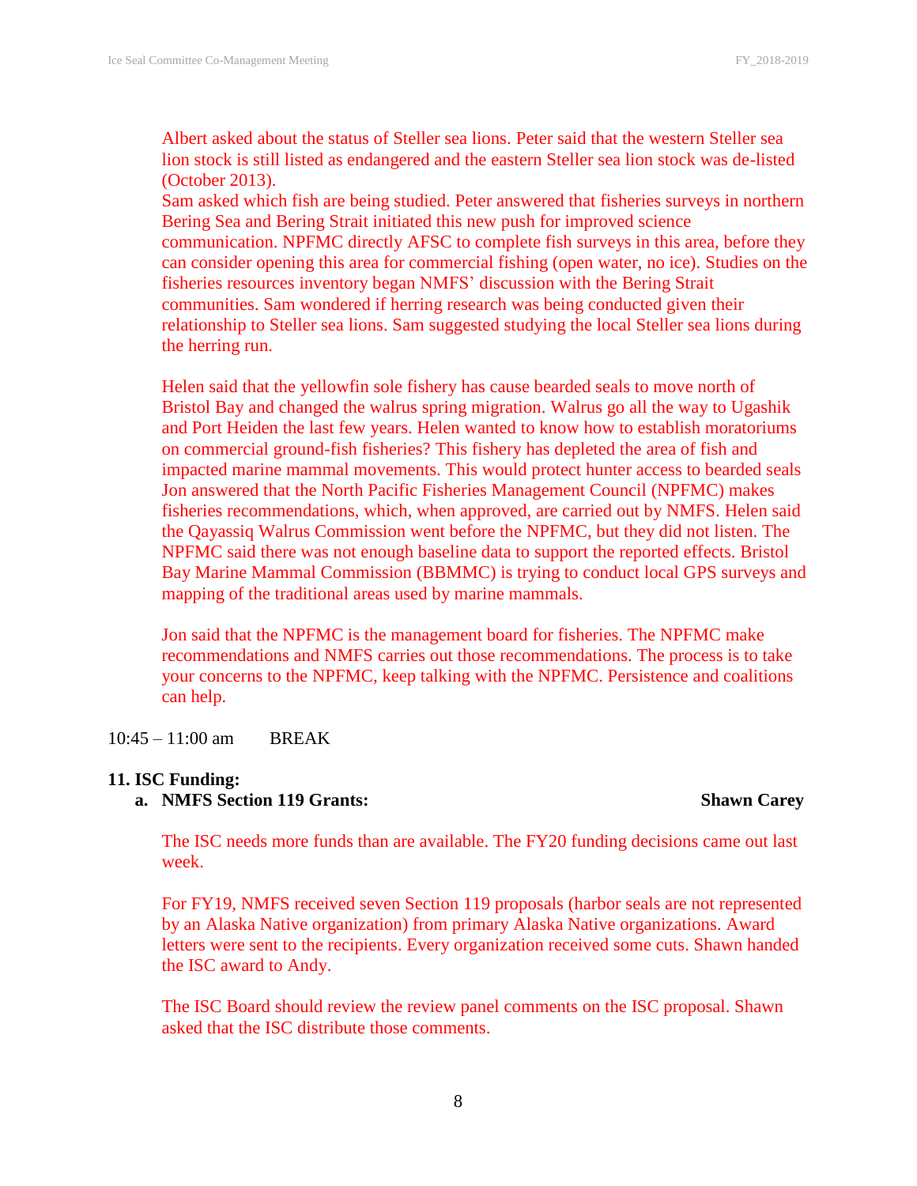Albert asked about the status of Steller sea lions. Peter said that the western Steller sea lion stock is still listed as endangered and the eastern Steller sea lion stock was de-listed (October 2013).
Sam asked which fish are being studied. Peter answered that fisheries surveys in northern Bering Sea and Bering Strait initiated this new push for improved science communication. NPFMC directly AFSC to complete fish surveys in this area, before they can consider opening this area for commercial fishing (open water, no ice). Studies on the fisheries resources inventory began NMFS' discussion with the Bering Strait communities. Sam wondered if herring research was being conducted given their relationship to Steller sea lions. Sam suggested studying the local Steller sea lions during the herring run.

Helen said that the yellowfin sole fishery has cause bearded seals to move north of Bristol Bay and changed the walrus spring migration. Walrus go all the way to Ugashik and Port Heiden the last few years. Helen wanted to know how to establish moratoriums on commercial ground-fish fisheries? This fishery has depleted the area of fish and impacted marine mammal movements. This would protect hunter access to bearded seals Jon answered that the North Pacific Fisheries Management Council (NPFMC) makes fisheries recommendations, which, when approved, are carried out by NMFS. Helen said the Qayassiq Walrus Commission went before the NPFMC, but they did not listen. The NPFMC said there was not enough baseline data to support the reported effects. Bristol Bay Marine Mammal Commission (BBMMC) is trying to conduct local GPS surveys and mapping of the traditional areas used by marine mammals.

Jon said that the NPFMC is the management board for fisheries. The NPFMC make recommendations and NMFS carries out those recommendations. The process is to take your concerns to the NPFMC, keep talking with the NPFMC. Persistence and coalitions can help.

10:45 – 11:00 am BREAK

**11. ISC Funding:**

**a. NMFS Section 119 Grants: Shawn Carey**

The ISC needs more funds than are available. The FY20 funding decisions came out last week.

For FY19, NMFS received seven Section 119 proposals (harbor seals are not represented by an Alaska Native organization) from primary Alaska Native organizations. Award letters were sent to the recipients. Every organization received some cuts. Shawn handed the ISC award to Andy.

The ISC Board should review the review panel comments on the ISC proposal. Shawn asked that the ISC distribute those comments.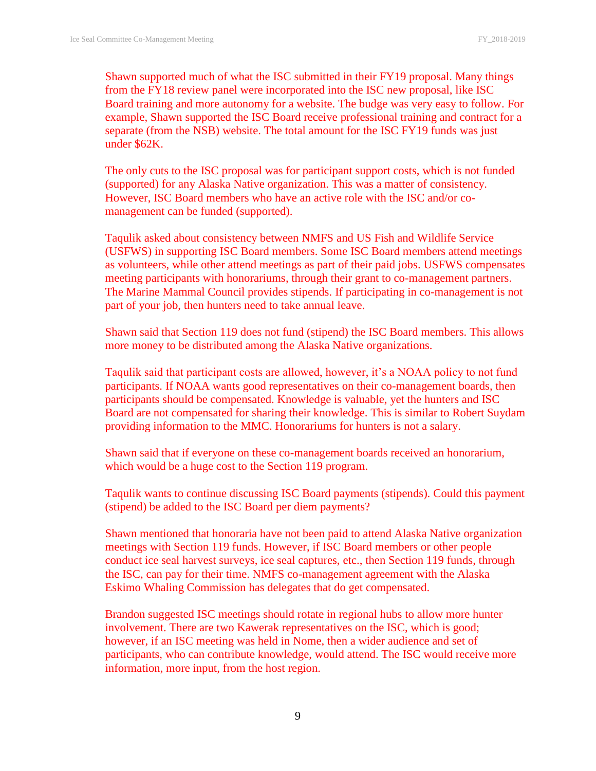Shawn supported much of what the ISC submitted in their FY19 proposal. Many things from the FY18 review panel were incorporated into the ISC new proposal, like ISC Board training and more autonomy for a website. The budge was very easy to follow. For example, Shawn supported the ISC Board receive professional training and contract for a separate (from the NSB) website. The total amount for the ISC FY19 funds was just under $62K.

The only cuts to the ISC proposal was for participant support costs, which is not funded (supported) for any Alaska Native organization. This was a matter of consistency. However, ISC Board members who have an active role with the ISC and/or co-management can be funded (supported).

Taqulik asked about consistency between NMFS and US Fish and Wildlife Service (USFWS) in supporting ISC Board members. Some ISC Board members attend meetings as volunteers, while other attend meetings as part of their paid jobs. USFWS compensates meeting participants with honorariums, through their grant to co-management partners. The Marine Mammal Council provides stipends. If participating in co-management is not part of your job, then hunters need to take annual leave.

Shawn said that Section 119 does not fund (stipend) the ISC Board members. This allows more money to be distributed among the Alaska Native organizations.

Taqulik said that participant costs are allowed, however, it's a NOAA policy to not fund participants. If NOAA wants good representatives on their co-management boards, then participants should be compensated. Knowledge is valuable, yet the hunters and ISC Board are not compensated for sharing their knowledge. This is similar to Robert Suydam providing information to the MMC. Honorariums for hunters is not a salary.

Shawn said that if everyone on these co-management boards received an honorarium, which would be a huge cost to the Section 119 program.

Taqulik wants to continue discussing ISC Board payments (stipends). Could this payment (stipend) be added to the ISC Board per diem payments?

Shawn mentioned that honoraria have not been paid to attend Alaska Native organization meetings with Section 119 funds. However, if ISC Board members or other people conduct ice seal harvest surveys, ice seal captures, etc., then Section 119 funds, through the ISC, can pay for their time. NMFS co-management agreement with the Alaska Eskimo Whaling Commission has delegates that do get compensated.

Brandon suggested ISC meetings should rotate in regional hubs to allow more hunter involvement. There are two Kawerak representatives on the ISC, which is good; however, if an ISC meeting was held in Nome, then a wider audience and set of participants, who can contribute knowledge, would attend. The ISC would receive more information, more input, from the host region.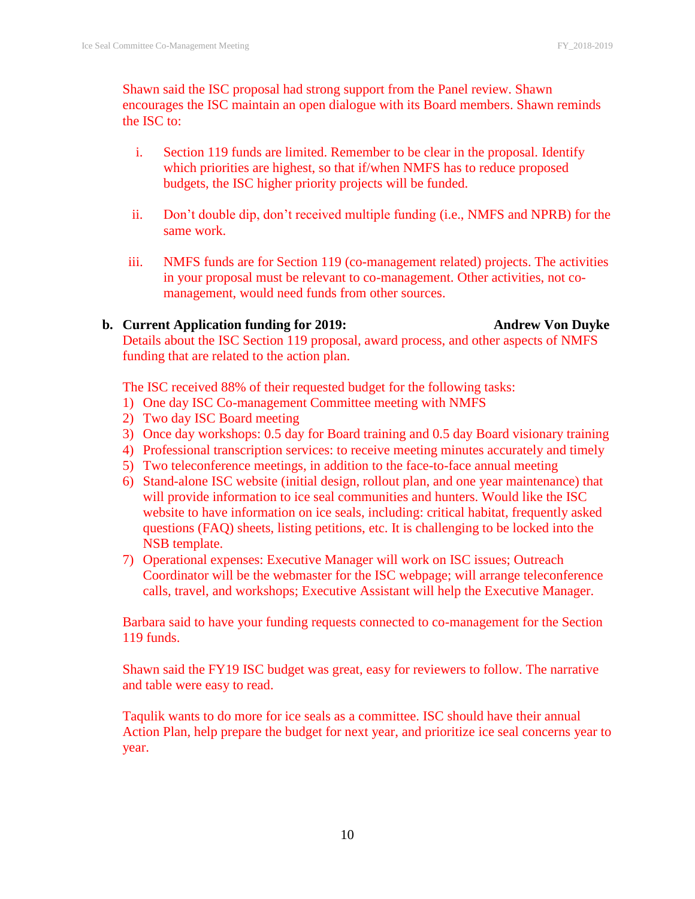Shawn said the ISC proposal had strong support from the Panel review. Shawn encourages the ISC maintain an open dialogue with its Board members. Shawn reminds the ISC to:

i. Section 119 funds are limited. Remember to be clear in the proposal. Identify which priorities are highest, so that if/when NMFS has to reduce proposed budgets, the ISC higher priority projects will be funded.

ii. Don't double dip, don't received multiple funding (i.e., NMFS and NPRB) for the same work.

iii. NMFS funds are for Section 119 (co-management related) projects. The activities in your proposal must be relevant to co-management. Other activities, not co-management, would need funds from other sources.

**b. Current Application funding for 2019: Andrew Von Duyke**

Details about the ISC Section 119 proposal, award process, and other aspects of NMFS funding that are related to the action plan.

The ISC received 88% of their requested budget for the following tasks:

1) One day ISC Co-management Committee meeting with NMFS
2) Two day ISC Board meeting
3) Once day workshops: 0.5 day for Board training and 0.5 day Board visionary training
4) Professional transcription services: to receive meeting minutes accurately and timely
5) Two teleconference meetings, in addition to the face-to-face annual meeting
6) Stand-alone ISC website (initial design, rollout plan, and one year maintenance) that will provide information to ice seal communities and hunters. Would like the ISC website to have information on ice seals, including: critical habitat, frequently asked questions (FAQ) sheets, listing petitions, etc. It is challenging to be locked into the NSB template.
7) Operational expenses: Executive Manager will work on ISC issues; Outreach Coordinator will be the webmaster for the ISC webpage; will arrange teleconference calls, travel, and workshops; Executive Assistant will help the Executive Manager.

Barbara said to have your funding requests connected to co-management for the Section 119 funds.

Shawn said the FY19 ISC budget was great, easy for reviewers to follow. The narrative and table were easy to read.

Taqulik wants to do more for ice seals as a committee. ISC should have their annual Action Plan, help prepare the budget for next year, and prioritize ice seal concerns year to year.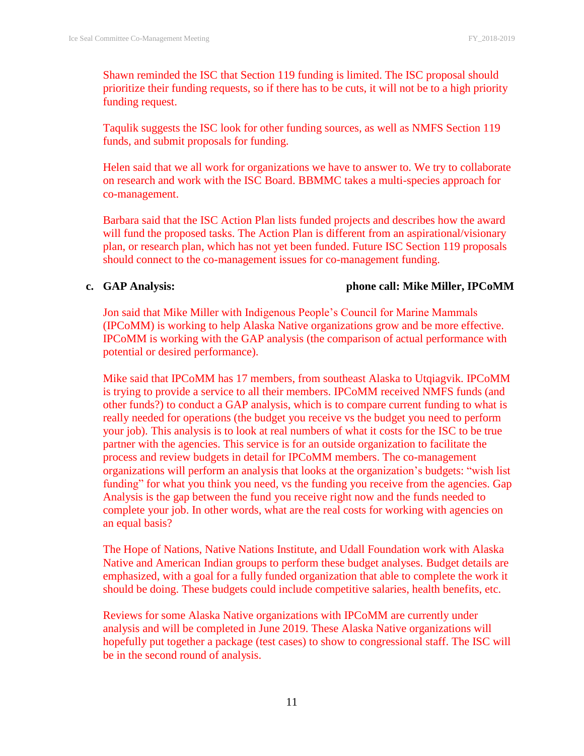Shawn reminded the ISC that Section 119 funding is limited. The ISC proposal should prioritize their funding requests, so if there has to be cuts, it will not be to a high priority funding request.

Taqulik suggests the ISC look for other funding sources, as well as NMFS Section 119 funds, and submit proposals for funding.

Helen said that we all work for organizations we have to answer to. We try to collaborate on research and work with the ISC Board. BBMMC takes a multi-species approach for co-management.

Barbara said that the ISC Action Plan lists funded projects and describes how the award will fund the proposed tasks. The Action Plan is different from an aspirational/visionary plan, or research plan, which has not yet been funded. Future ISC Section 119 proposals should connect to the co-management issues for co-management funding.

**c. GAP Analysis:** **phone call: Mike Miller, IPCoMM**

Jon said that Mike Miller with Indigenous People's Council for Marine Mammals (IPCoMM) is working to help Alaska Native organizations grow and be more effective. IPCoMM is working with the GAP analysis (the comparison of actual performance with potential or desired performance).

Mike said that IPCoMM has 17 members, from southeast Alaska to Utqiagvik. IPCoMM is trying to provide a service to all their members. IPCoMM received NMFS funds (and other funds?) to conduct a GAP analysis, which is to compare current funding to what is really needed for operations (the budget you receive vs the budget you need to perform your job). This analysis is to look at real numbers of what it costs for the ISC to be true partner with the agencies. This service is for an outside organization to facilitate the process and review budgets in detail for IPCoMM members. The co-management organizations will perform an analysis that looks at the organization's budgets: "wish list funding" for what you think you need, vs the funding you receive from the agencies. Gap Analysis is the gap between the fund you receive right now and the funds needed to complete your job. In other words, what are the real costs for working with agencies on an equal basis?

The Hope of Nations, Native Nations Institute, and Udall Foundation work with Alaska Native and American Indian groups to perform these budget analyses. Budget details are emphasized, with a goal for a fully funded organization that able to complete the work it should be doing. These budgets could include competitive salaries, health benefits, etc.

Reviews for some Alaska Native organizations with IPCoMM are currently under analysis and will be completed in June 2019. These Alaska Native organizations will hopefully put together a package (test cases) to show to congressional staff. The ISC will be in the second round of analysis.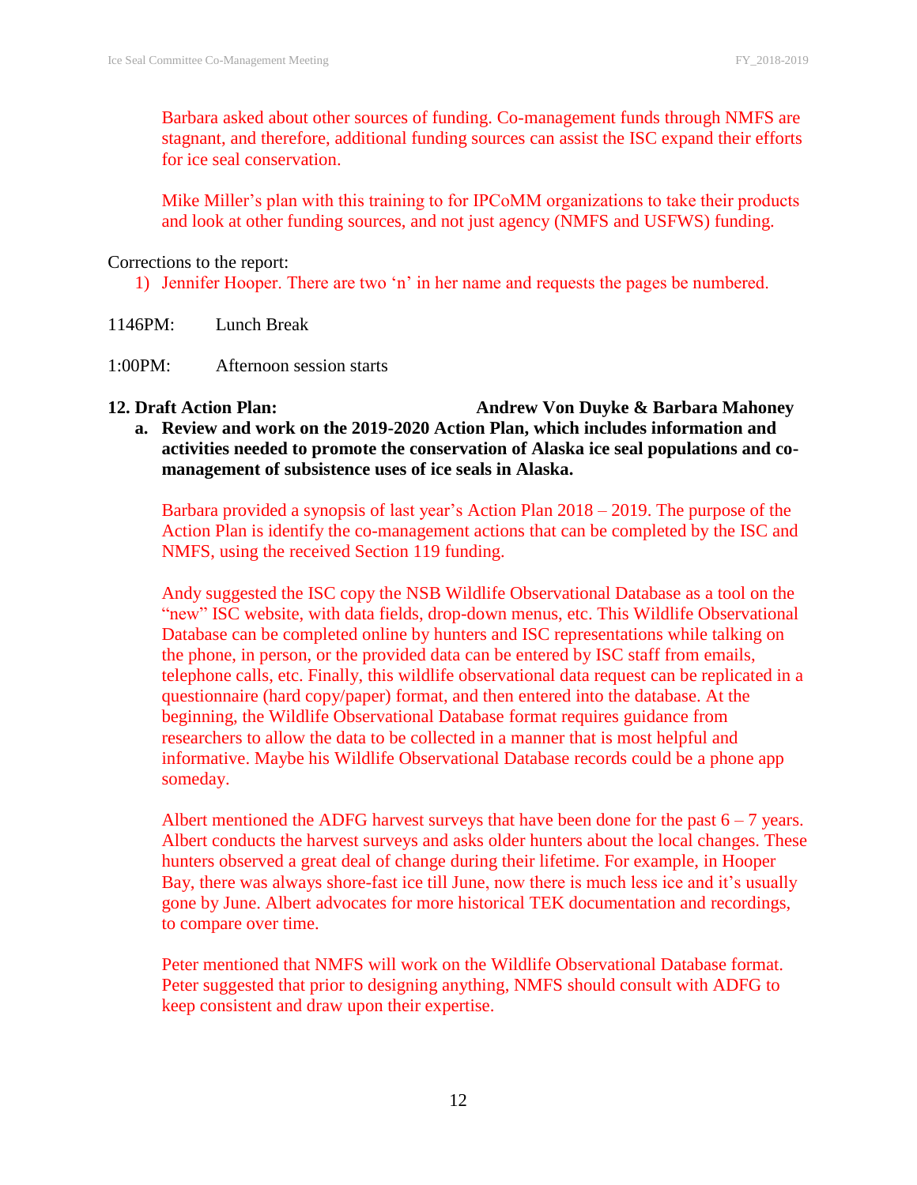Barbara asked about other sources of funding. Co-management funds through NMFS are stagnant, and therefore, additional funding sources can assist the ISC expand their efforts for ice seal conservation.

Mike Miller's plan with this training to for IPCoMM organizations to take their products and look at other funding sources, and not just agency (NMFS and USFWS) funding.

Corrections to the report:

1) Jennifer Hooper. There are two 'n' in her name and requests the pages be numbered.

1146PM: Lunch Break

1:00PM: Afternoon session starts

**12. Draft Action Plan: Andrew Von Duyke & Barbara Mahoney**

**a. Review and work on the 2019-2020 Action Plan, which includes information and activities needed to promote the conservation of Alaska ice seal populations and co-management of subsistence uses of ice seals in Alaska.**

Barbara provided a synopsis of last year's Action Plan 2018 – 2019. The purpose of the Action Plan is identify the co-management actions that can be completed by the ISC and NMFS, using the received Section 119 funding.

Andy suggested the ISC copy the NSB Wildlife Observational Database as a tool on the "new" ISC website, with data fields, drop-down menus, etc. This Wildlife Observational Database can be completed online by hunters and ISC representations while talking on the phone, in person, or the provided data can be entered by ISC staff from emails, telephone calls, etc. Finally, this wildlife observational data request can be replicated in a questionnaire (hard copy/paper) format, and then entered into the database. At the beginning, the Wildlife Observational Database format requires guidance from researchers to allow the data to be collected in a manner that is most helpful and informative. Maybe his Wildlife Observational Database records could be a phone app someday.

Albert mentioned the ADFG harvest surveys that have been done for the past 6 – 7 years. Albert conducts the harvest surveys and asks older hunters about the local changes. These hunters observed a great deal of change during their lifetime. For example, in Hooper Bay, there was always shore-fast ice till June, now there is much less ice and it's usually gone by June. Albert advocates for more historical TEK documentation and recordings, to compare over time.

Peter mentioned that NMFS will work on the Wildlife Observational Database format. Peter suggested that prior to designing anything, NMFS should consult with ADFG to keep consistent and draw upon their expertise.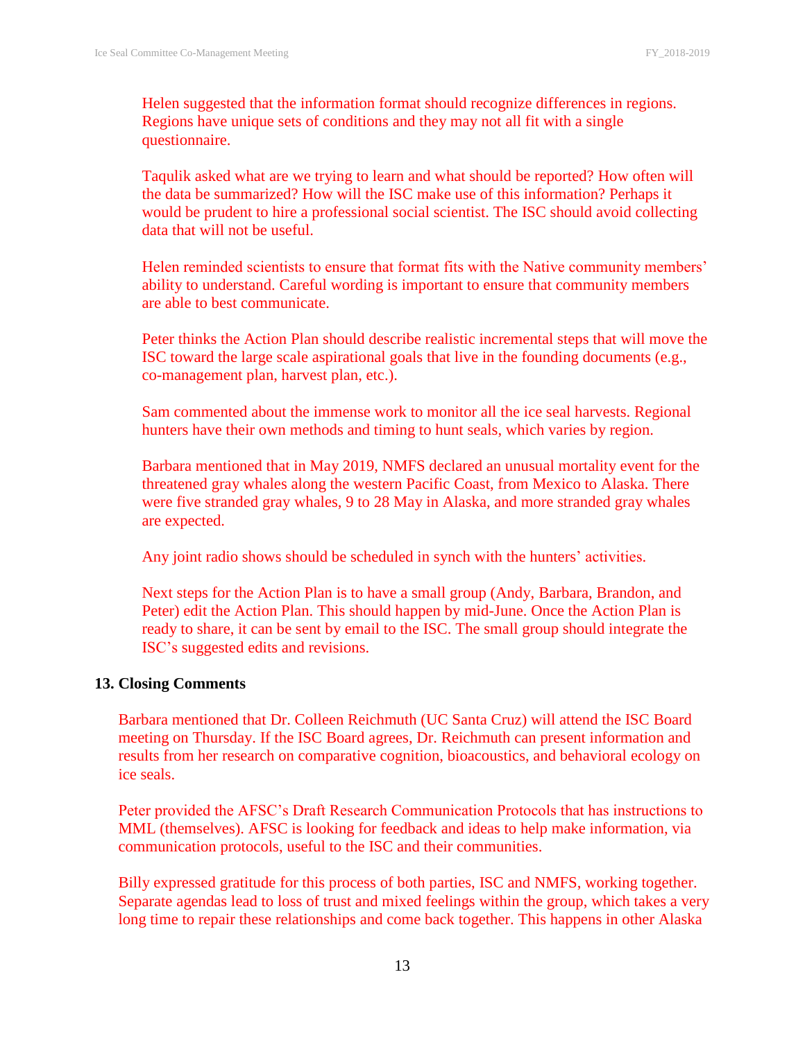Helen suggested that the information format should recognize differences in regions. Regions have unique sets of conditions and they may not all fit with a single questionnaire.

Taqulik asked what are we trying to learn and what should be reported? How often will the data be summarized? How will the ISC make use of this information? Perhaps it would be prudent to hire a professional social scientist. The ISC should avoid collecting data that will not be useful.

Helen reminded scientists to ensure that format fits with the Native community members' ability to understand. Careful wording is important to ensure that community members are able to best communicate.

Peter thinks the Action Plan should describe realistic incremental steps that will move the ISC toward the large scale aspirational goals that live in the founding documents (e.g., co-management plan, harvest plan, etc.).

Sam commented about the immense work to monitor all the ice seal harvests. Regional hunters have their own methods and timing to hunt seals, which varies by region.

Barbara mentioned that in May 2019, NMFS declared an unusual mortality event for the threatened gray whales along the western Pacific Coast, from Mexico to Alaska. There were five stranded gray whales, 9 to 28 May in Alaska, and more stranded gray whales are expected.

Any joint radio shows should be scheduled in synch with the hunters' activities.

Next steps for the Action Plan is to have a small group (Andy, Barbara, Brandon, and Peter) edit the Action Plan. This should happen by mid-June. Once the Action Plan is ready to share, it can be sent by email to the ISC. The small group should integrate the ISC's suggested edits and revisions.

**13. Closing Comments**

Barbara mentioned that Dr. Colleen Reichmuth (UC Santa Cruz) will attend the ISC Board meeting on Thursday. If the ISC Board agrees, Dr. Reichmuth can present information and results from her research on comparative cognition, bioacoustics, and behavioral ecology on ice seals.

Peter provided the AFSC's Draft Research Communication Protocols that has instructions to MML (themselves). AFSC is looking for feedback and ideas to help make information, via communication protocols, useful to the ISC and their communities.

Billy expressed gratitude for this process of both parties, ISC and NMFS, working together. Separate agendas lead to loss of trust and mixed feelings within the group, which takes a very long time to repair these relationships and come back together. This happens in other Alaska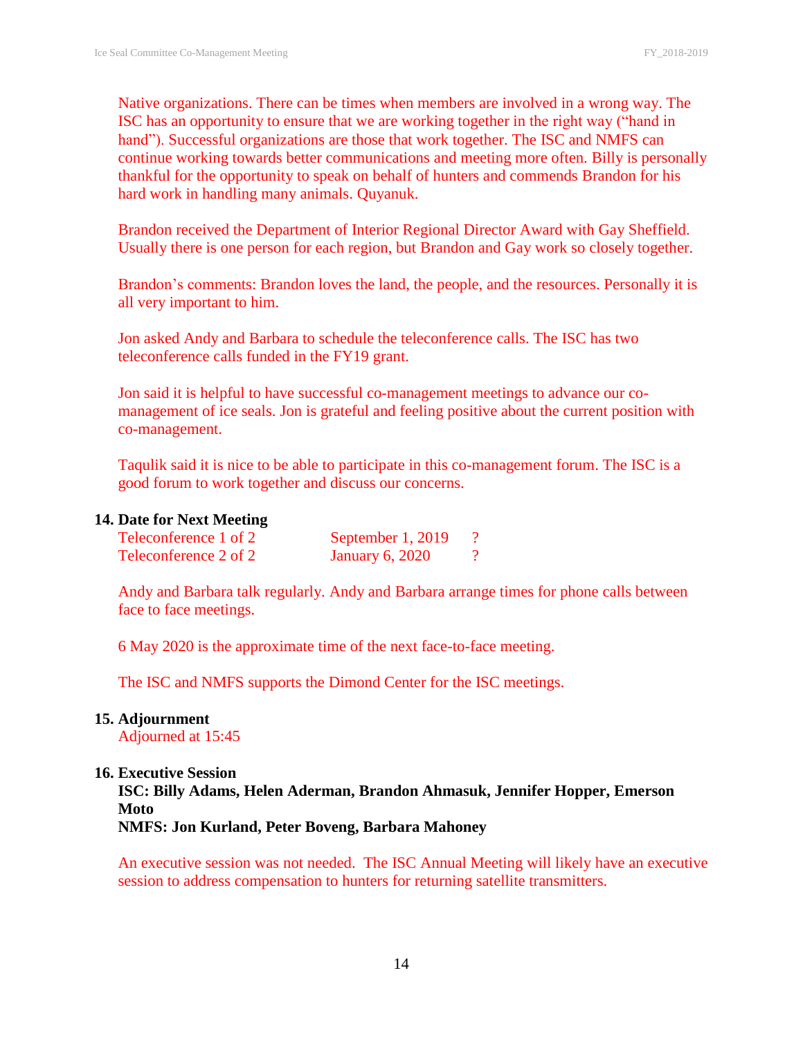Native organizations. There can be times when members are involved in a wrong way. The ISC has an opportunity to ensure that we are working together in the right way ("hand in hand"). Successful organizations are those that work together. The ISC and NMFS can continue working towards better communications and meeting more often. Billy is personally thankful for the opportunity to speak on behalf of hunters and commends Brandon for his hard work in handling many animals. Quyanuk.

Brandon received the Department of Interior Regional Director Award with Gay Sheffield. Usually there is one person for each region, but Brandon and Gay work so closely together.

Brandon's comments: Brandon loves the land, the people, and the resources. Personally it is all very important to him.

Jon asked Andy and Barbara to schedule the teleconference calls. The ISC has two teleconference calls funded in the FY19 grant.

Jon said it is helpful to have successful co-management meetings to advance our co-management of ice seals. Jon is grateful and feeling positive about the current position with co-management.

Taqulik said it is nice to be able to participate in this co-management forum. The ISC is a good forum to work together and discuss our concerns.

**14. Date for Next Meeting**

| | | |
|---|---|---|
| Teleconference 1 of 2 | September 1, 2019 | ? |
| Teleconference 2 of 2 | January 6, 2020 | ? |

Andy and Barbara talk regularly. Andy and Barbara arrange times for phone calls between face to face meetings.

6 May 2020 is the approximate time of the next face-to-face meeting.

The ISC and NMFS supports the Dimond Center for the ISC meetings.

**15. Adjournment**

Adjourned at 15:45

**16. Executive Session**

**ISC: Billy Adams, Helen Aderman, Brandon Ahmasuk, Jennifer Hopper, Emerson Moto**

**NMFS: Jon Kurland, Peter Boveng, Barbara Mahoney**

An executive session was not needed. The ISC Annual Meeting will likely have an executive session to address compensation to hunters for returning satellite transmitters.